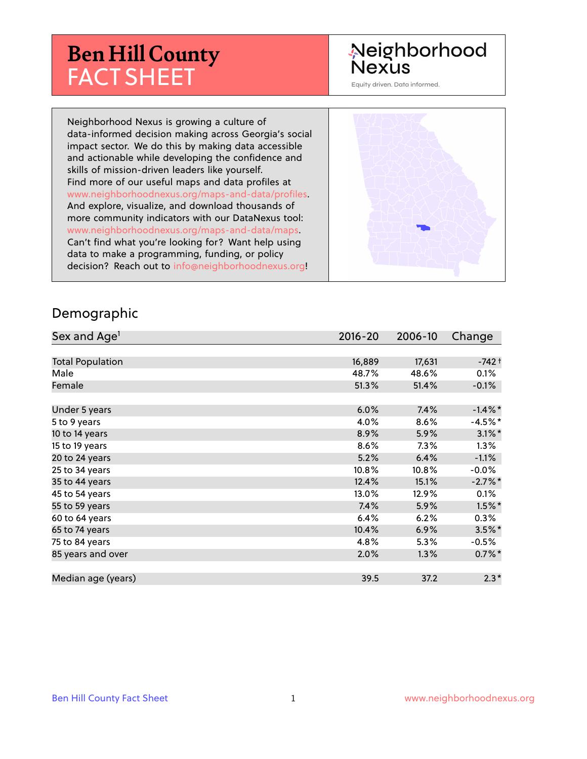# Ben Hill County FACT SHEET

Neighborhood Nexus

Equity driven. Data informed.

Neighborhood Nexus is growing a culture of data-informed decision making across Georgia's social impact sector. We do this by making data accessible and actionable while developing the confidence and skills of mission-driven leaders like yourself. Find more of our useful maps and data profiles at www.neighborhoodnexus.org/maps-and-data/profiles. And explore, visualize, and download thousands of more community indicators with our DataNexus tool: www.neighborhoodnexus.org/maps-and-data/maps. Can't find what you're looking for? Want help using data to make a programming, funding, or policy decision? Reach out to info@neighborhoodnexus.org!

## Demographic

| Sex and Age[1] | 2016-20 | 2006-10 | Change |
|---|---|---|---|
| Total Population | 16,889 | 17,631 | -742 † |
| Male | 48.7% | 48.6% | 0.1% |
| Female | 51.3% | 51.4% | -0.1% |
| | | | |
| Under 5 years | 6.0% | 7.4% | -1.4% * |
| 5 to 9 years | 4.0% | 8.6% | -4.5% * |
| 10 to 14 years | 8.9% | 5.9% | 3.1% * |
| 15 to 19 years | 8.6% | 7.3% | 1.3% |
| 20 to 24 years | 5.2% | 6.4% | -1.1% |
| 25 to 34 years | 10.8% | 10.8% | -0.0% |
| 35 to 44 years | 12.4% | 15.1% | -2.7% * |
| 45 to 54 years | 13.0% | 12.9% | 0.1% |
| 55 to 59 years | 7.4% | 5.9% | 1.5% * |
| 60 to 64 years | 6.4% | 6.2% | 0.3% |
| 65 to 74 years | 10.4% | 6.9% | 3.5% * |
| 75 to 84 years | 4.8% | 5.3% | -0.5% |
| 85 years and over | 2.0% | 1.3% | 0.7% * |
| | | | |
| Median age (years) | 39.5 | 37.2 | 2.3 * |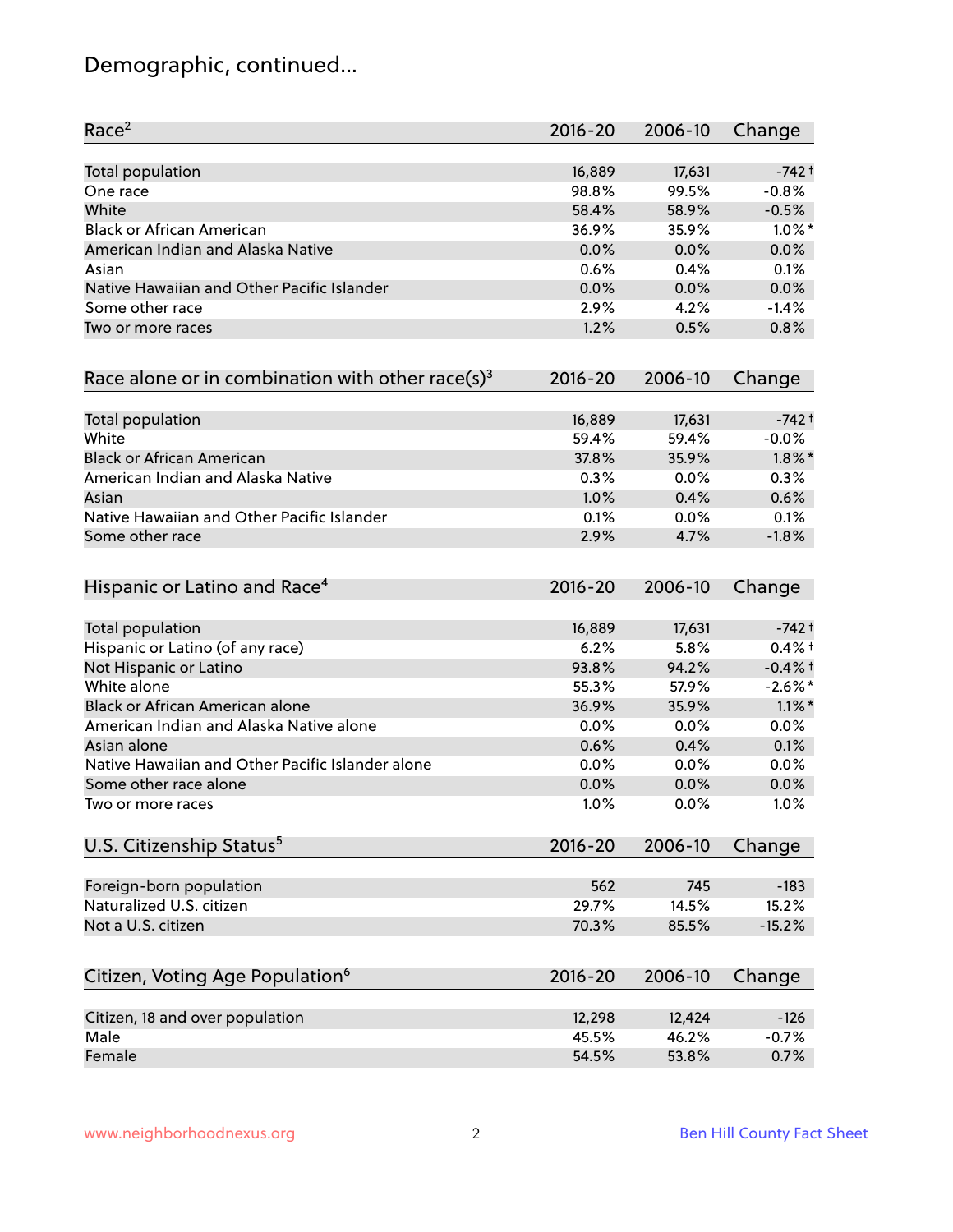# Demographic, continued...

| Race[2] | 2016-20 | 2006-10 | Change |
|---|---|---|---|
| Total population | 16,889 | 17,631 | -742 † |
| One race | 98.8% | 99.5% | -0.8% |
| White | 58.4% | 58.9% | -0.5% |
| Black or African American | 36.9% | 35.9% | 1.0% * |
| American Indian and Alaska Native | 0.0% | 0.0% | 0.0% |
| Asian | 0.6% | 0.4% | 0.1% |
| Native Hawaiian and Other Pacific Islander | 0.0% | 0.0% | 0.0% |
| Some other race | 2.9% | 4.2% | -1.4% |
| Two or more races | 1.2% | 0.5% | 0.8% |

| Race alone or in combination with other race(s)[3] | 2016-20 | 2006-10 | Change |
|---|---|---|---|
| Total population | 16,889 | 17,631 | -742 † |
| White | 59.4% | 59.4% | -0.0% |
| Black or African American | 37.8% | 35.9% | 1.8% * |
| American Indian and Alaska Native | 0.3% | 0.0% | 0.3% |
| Asian | 1.0% | 0.4% | 0.6% |
| Native Hawaiian and Other Pacific Islander | 0.1% | 0.0% | 0.1% |
| Some other race | 2.9% | 4.7% | -1.8% |

| Hispanic or Latino and Race[4] | 2016-20 | 2006-10 | Change |
|---|---|---|---|
| Total population | 16,889 | 17,631 | -742 † |
| Hispanic or Latino (of any race) | 6.2% | 5.8% | 0.4% † |
| Not Hispanic or Latino | 93.8% | 94.2% | -0.4% † |
| White alone | 55.3% | 57.9% | -2.6% * |
| Black or African American alone | 36.9% | 35.9% | 1.1% * |
| American Indian and Alaska Native alone | 0.0% | 0.0% | 0.0% |
| Asian alone | 0.6% | 0.4% | 0.1% |
| Native Hawaiian and Other Pacific Islander alone | 0.0% | 0.0% | 0.0% |
| Some other race alone | 0.0% | 0.0% | 0.0% |
| Two or more races | 1.0% | 0.0% | 1.0% |

| U.S. Citizenship Status[5] | 2016-20 | 2006-10 | Change |
|---|---|---|---|
| Foreign-born population | 562 | 745 | -183 |
| Naturalized U.S. citizen | 29.7% | 14.5% | 15.2% |
| Not a U.S. citizen | 70.3% | 85.5% | -15.2% |

| Citizen, Voting Age Population[6] | 2016-20 | 2006-10 | Change |
|---|---|---|---|
| Citizen, 18 and over population | 12,298 | 12,424 | -126 |
| Male | 45.5% | 46.2% | -0.7% |
| Female | 54.5% | 53.8% | 0.7% |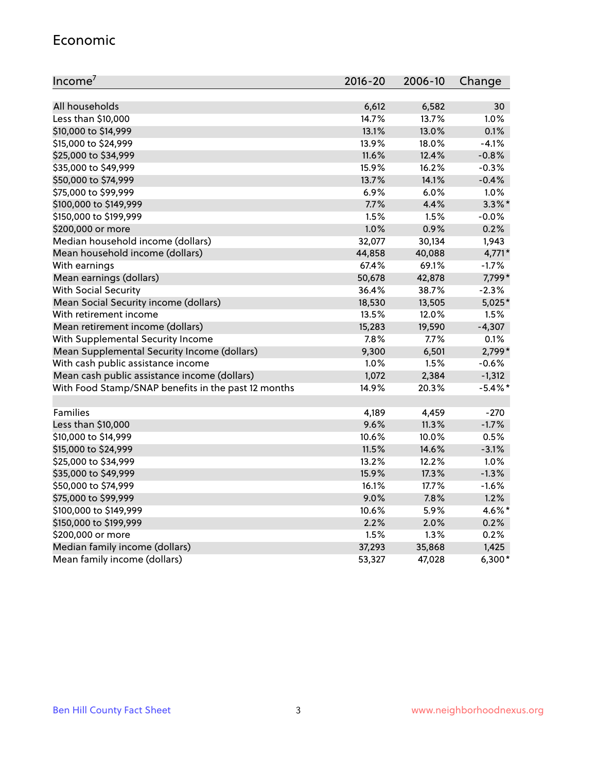## Economic

| Income[7] | 2016-20 | 2006-10 | Change |
|---|---|---|---|
| All households | 6,612 | 6,582 | 30 |
| Less than $10,000 | 14.7% | 13.7% | 1.0% |
| $10,000 to $14,999 | 13.1% | 13.0% | 0.1% |
| $15,000 to $24,999 | 13.9% | 18.0% | -4.1% |
| $25,000 to $34,999 | 11.6% | 12.4% | -0.8% |
| $35,000 to $49,999 | 15.9% | 16.2% | -0.3% |
| $50,000 to $74,999 | 13.7% | 14.1% | -0.4% |
| $75,000 to $99,999 | 6.9% | 6.0% | 1.0% |
| $100,000 to $149,999 | 7.7% | 4.4% | 3.3%* |
| $150,000 to $199,999 | 1.5% | 1.5% | -0.0% |
| $200,000 or more | 1.0% | 0.9% | 0.2% |
| Median household income (dollars) | 32,077 | 30,134 | 1,943 |
| Mean household income (dollars) | 44,858 | 40,088 | 4,771* |
| With earnings | 67.4% | 69.1% | -1.7% |
| Mean earnings (dollars) | 50,678 | 42,878 | 7,799* |
| With Social Security | 36.4% | 38.7% | -2.3% |
| Mean Social Security income (dollars) | 18,530 | 13,505 | 5,025* |
| With retirement income | 13.5% | 12.0% | 1.5% |
| Mean retirement income (dollars) | 15,283 | 19,590 | -4,307 |
| With Supplemental Security Income | 7.8% | 7.7% | 0.1% |
| Mean Supplemental Security Income (dollars) | 9,300 | 6,501 | 2,799* |
| With cash public assistance income | 1.0% | 1.5% | -0.6% |
| Mean cash public assistance income (dollars) | 1,072 | 2,384 | -1,312 |
| With Food Stamp/SNAP benefits in the past 12 months | 14.9% | 20.3% | -5.4%* |
| | | | |
| Families | 4,189 | 4,459 | -270 |
| Less than $10,000 | 9.6% | 11.3% | -1.7% |
| $10,000 to $14,999 | 10.6% | 10.0% | 0.5% |
| $15,000 to $24,999 | 11.5% | 14.6% | -3.1% |
| $25,000 to $34,999 | 13.2% | 12.2% | 1.0% |
| $35,000 to $49,999 | 15.9% | 17.3% | -1.3% |
| $50,000 to $74,999 | 16.1% | 17.7% | -1.6% |
| $75,000 to $99,999 | 9.0% | 7.8% | 1.2% |
| $100,000 to $149,999 | 10.6% | 5.9% | 4.6%* |
| $150,000 to $199,999 | 2.2% | 2.0% | 0.2% |
| $200,000 or more | 1.5% | 1.3% | 0.2% |
| Median family income (dollars) | 37,293 | 35,868 | 1,425 |
| Mean family income (dollars) | 53,327 | 47,028 | 6,300* |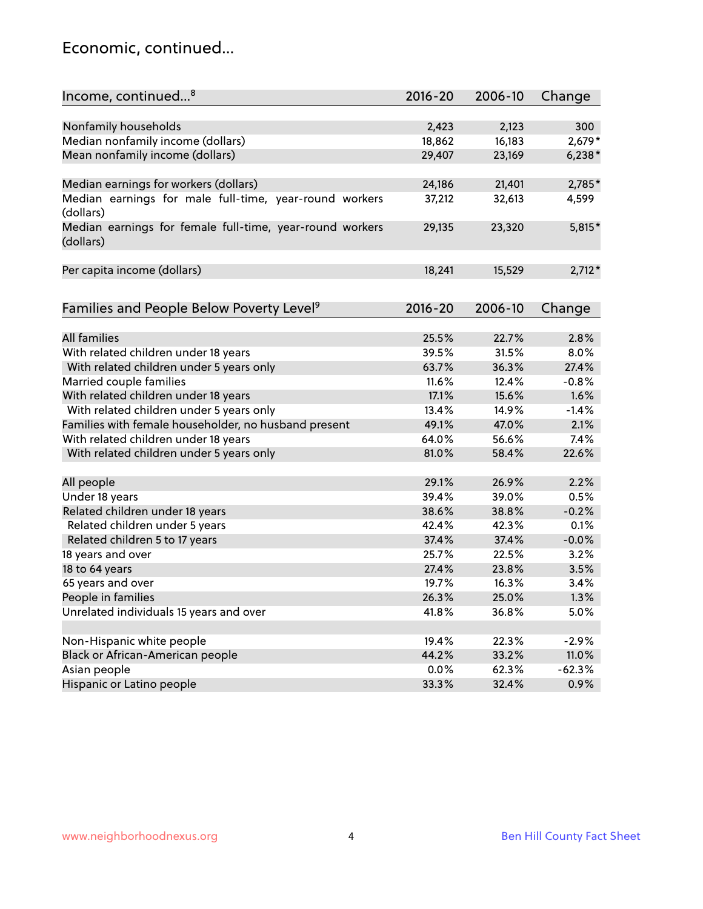## Economic, continued...

| Income, continued...[8] | 2016-20 | 2006-10 | Change |
|---|---|---|---|
| Nonfamily households | 2,423 | 2,123 | 300 |
| Median nonfamily income (dollars) | 18,862 | 16,183 | 2,679* |
| Mean nonfamily income (dollars) | 29,407 | 23,169 | 6,238* |
| Median earnings for workers (dollars) | 24,186 | 21,401 | 2,785* |
| Median earnings for male full-time, year-round workers (dollars) | 37,212 | 32,613 | 4,599 |
| Median earnings for female full-time, year-round workers (dollars) | 29,135 | 23,320 | 5,815* |
| Per capita income (dollars) | 18,241 | 15,529 | 2,712* |

| Families and People Below Poverty Level[9] | 2016-20 | 2006-10 | Change |
|---|---|---|---|
| All families | 25.5% | 22.7% | 2.8% |
| With related children under 18 years | 39.5% | 31.5% | 8.0% |
| With related children under 5 years only | 63.7% | 36.3% | 27.4% |
| Married couple families | 11.6% | 12.4% | -0.8% |
| With related children under 18 years | 17.1% | 15.6% | 1.6% |
| With related children under 5 years only | 13.4% | 14.9% | -1.4% |
| Families with female householder, no husband present | 49.1% | 47.0% | 2.1% |
| With related children under 18 years | 64.0% | 56.6% | 7.4% |
| With related children under 5 years only | 81.0% | 58.4% | 22.6% |
| All people | 29.1% | 26.9% | 2.2% |
| Under 18 years | 39.4% | 39.0% | 0.5% |
| Related children under 18 years | 38.6% | 38.8% | -0.2% |
| Related children under 5 years | 42.4% | 42.3% | 0.1% |
| Related children 5 to 17 years | 37.4% | 37.4% | -0.0% |
| 18 years and over | 25.7% | 22.5% | 3.2% |
| 18 to 64 years | 27.4% | 23.8% | 3.5% |
| 65 years and over | 19.7% | 16.3% | 3.4% |
| People in families | 26.3% | 25.0% | 1.3% |
| Unrelated individuals 15 years and over | 41.8% | 36.8% | 5.0% |
| Non-Hispanic white people | 19.4% | 22.3% | -2.9% |
| Black or African-American people | 44.2% | 33.2% | 11.0% |
| Asian people | 0.0% | 62.3% | -62.3% |
| Hispanic or Latino people | 33.3% | 32.4% | 0.9% |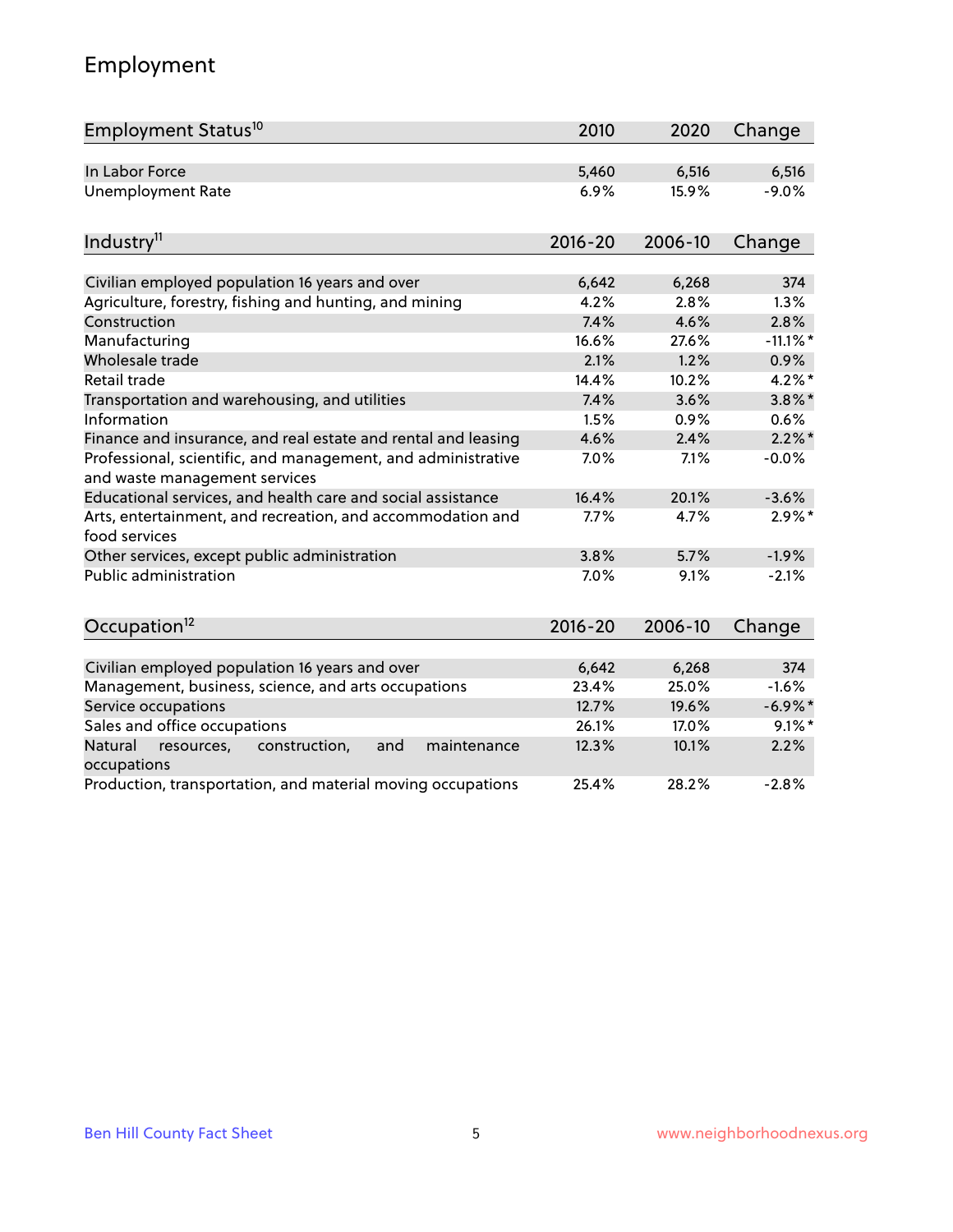## Employment

| Employment Status[10] | 2010 | 2020 | Change |
|---|---|---|---|
| In Labor Force | 5,460 | 6,516 | 6,516 |
| Unemployment Rate | 6.9% | 15.9% | -9.0% |

| Industry[11] | 2016-20 | 2006-10 | Change |
|---|---|---|---|
| Civilian employed population 16 years and over | 6,642 | 6,268 | 374 |
| Agriculture, forestry, fishing and hunting, and mining | 4.2% | 2.8% | 1.3% |
| Construction | 7.4% | 4.6% | 2.8% |
| Manufacturing | 16.6% | 27.6% | -11.1%* |
| Wholesale trade | 2.1% | 1.2% | 0.9% |
| Retail trade | 14.4% | 10.2% | 4.2%* |
| Transportation and warehousing, and utilities | 7.4% | 3.6% | 3.8%* |
| Information | 1.5% | 0.9% | 0.6% |
| Finance and insurance, and real estate and rental and leasing | 4.6% | 2.4% | 2.2%* |
| Professional, scientific, and management, and administrative and waste management services | 7.0% | 7.1% | -0.0% |
| Educational services, and health care and social assistance | 16.4% | 20.1% | -3.6% |
| Arts, entertainment, and recreation, and accommodation and food services | 7.7% | 4.7% | 2.9%* |
| Other services, except public administration | 3.8% | 5.7% | -1.9% |
| Public administration | 7.0% | 9.1% | -2.1% |

| Occupation[12] | 2016-20 | 2006-10 | Change |
|---|---|---|---|
| Civilian employed population 16 years and over | 6,642 | 6,268 | 374 |
| Management, business, science, and arts occupations | 23.4% | 25.0% | -1.6% |
| Service occupations | 12.7% | 19.6% | -6.9%* |
| Sales and office occupations | 26.1% | 17.0% | 9.1%* |
| Natural resources, construction, and maintenance occupations | 12.3% | 10.1% | 2.2% |
| Production, transportation, and material moving occupations | 25.4% | 28.2% | -2.8% |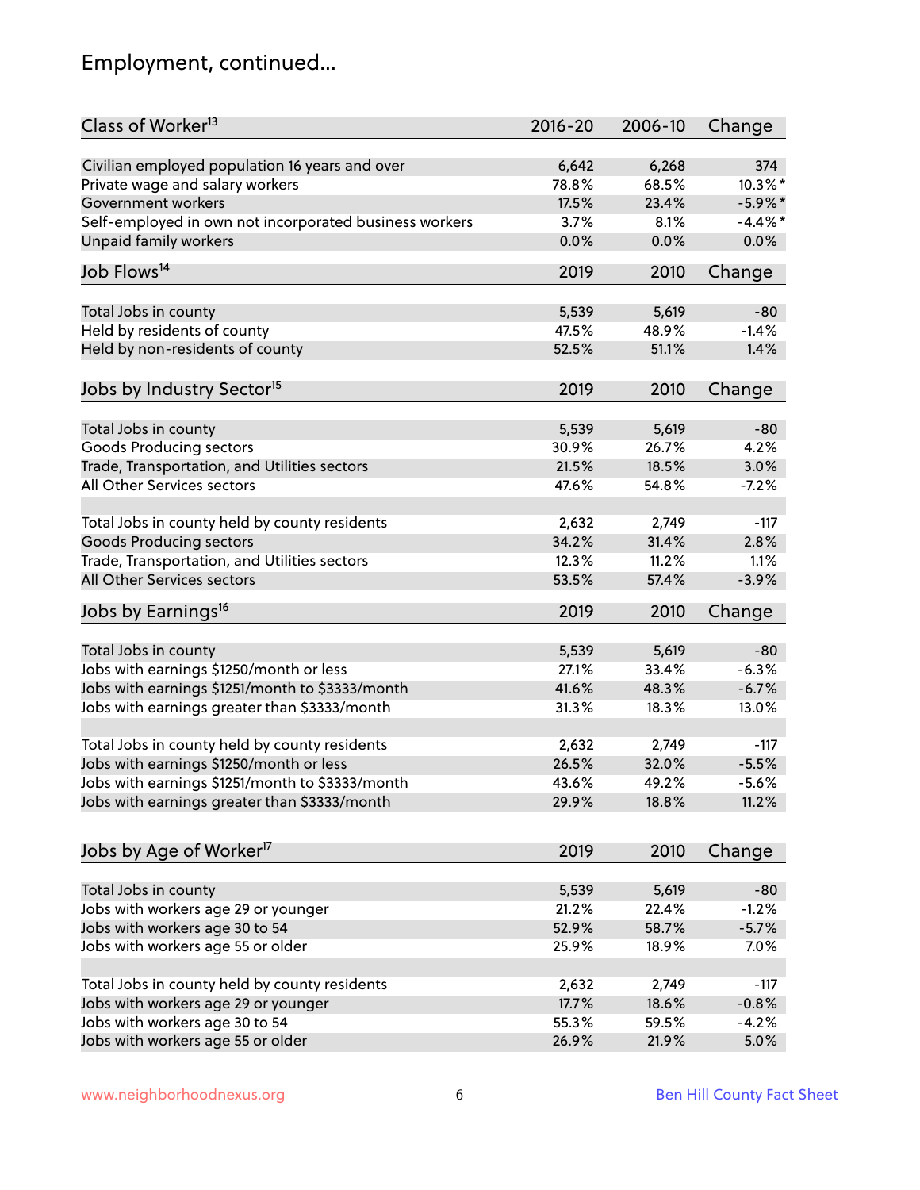# Employment, continued...

| Class of Worker[13] | 2016-20 | 2006-10 | Change |
|---|---|---|---|
| Civilian employed population 16 years and over | 6,642 | 6,268 | 374 |
| Private wage and salary workers | 78.8% | 68.5% | 10.3%* |
| Government workers | 17.5% | 23.4% | -5.9%* |
| Self-employed in own not incorporated business workers | 3.7% | 8.1% | -4.4%* |
| Unpaid family workers | 0.0% | 0.0% | 0.0% |

| Job Flows[14] | 2019 | 2010 | Change |
|---|---|---|---|
| Total Jobs in county | 5,539 | 5,619 | -80 |
| Held by residents of county | 47.5% | 48.9% | -1.4% |
| Held by non-residents of county | 52.5% | 51.1% | 1.4% |

| Jobs by Industry Sector[15] | 2019 | 2010 | Change |
|---|---|---|---|
| Total Jobs in county | 5,539 | 5,619 | -80 |
| Goods Producing sectors | 30.9% | 26.7% | 4.2% |
| Trade, Transportation, and Utilities sectors | 21.5% | 18.5% | 3.0% |
| All Other Services sectors | 47.6% | 54.8% | -7.2% |
| | | | |
| Total Jobs in county held by county residents | 2,632 | 2,749 | -117 |
| Goods Producing sectors | 34.2% | 31.4% | 2.8% |
| Trade, Transportation, and Utilities sectors | 12.3% | 11.2% | 1.1% |
| All Other Services sectors | 53.5% | 57.4% | -3.9% |

| Jobs by Earnings[16] | 2019 | 2010 | Change |
|---|---|---|---|
| Total Jobs in county | 5,539 | 5,619 | -80 |
| Jobs with earnings $1250/month or less | 27.1% | 33.4% | -6.3% |
| Jobs with earnings $1251/month to $3333/month | 41.6% | 48.3% | -6.7% |
| Jobs with earnings greater than $3333/month | 31.3% | 18.3% | 13.0% |
| | | | |
| Total Jobs in county held by county residents | 2,632 | 2,749 | -117 |
| Jobs with earnings $1250/month or less | 26.5% | 32.0% | -5.5% |
| Jobs with earnings $1251/month to $3333/month | 43.6% | 49.2% | -5.6% |
| Jobs with earnings greater than $3333/month | 29.9% | 18.8% | 11.2% |

| Jobs by Age of Worker[17] | 2019 | 2010 | Change |
|---|---|---|---|
| Total Jobs in county | 5,539 | 5,619 | -80 |
| Jobs with workers age 29 or younger | 21.2% | 22.4% | -1.2% |
| Jobs with workers age 30 to 54 | 52.9% | 58.7% | -5.7% |
| Jobs with workers age 55 or older | 25.9% | 18.9% | 7.0% |
| | | | |
| Total Jobs in county held by county residents | 2,632 | 2,749 | -117 |
| Jobs with workers age 29 or younger | 17.7% | 18.6% | -0.8% |
| Jobs with workers age 30 to 54 | 55.3% | 59.5% | -4.2% |
| Jobs with workers age 55 or older | 26.9% | 21.9% | 5.0% |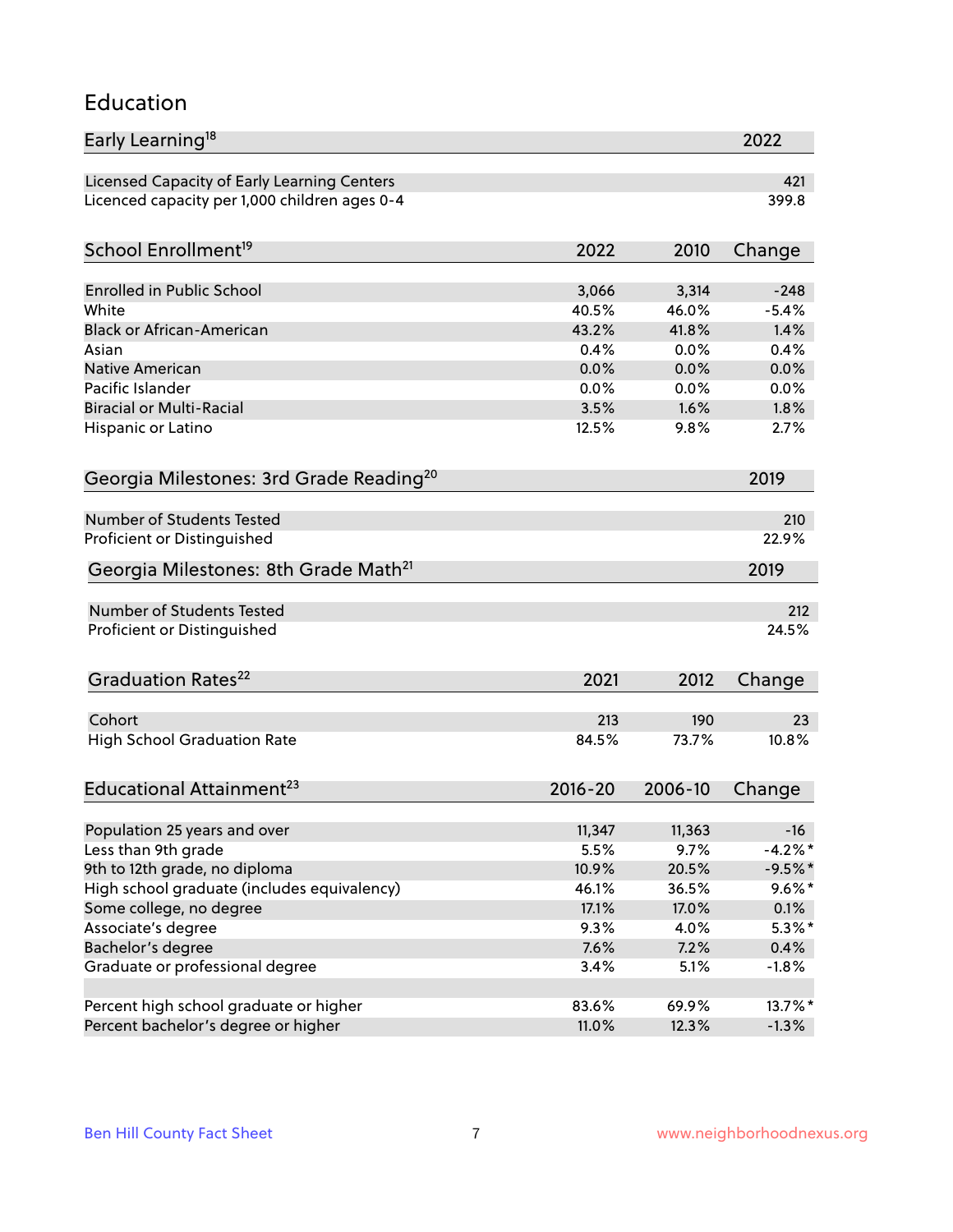## Education

| Early Learning[18] | 2022 |
|---|---|
| Licensed Capacity of Early Learning Centers | 421 |
| Licenced capacity per 1,000 children ages 0-4 | 399.8 |

| School Enrollment[19] | 2022 | 2010 | Change |
|---|---|---|---|
| Enrolled in Public School | 3,066 | 3,314 | -248 |
| White | 40.5% | 46.0% | -5.4% |
| Black or African-American | 43.2% | 41.8% | 1.4% |
| Asian | 0.4% | 0.0% | 0.4% |
| Native American | 0.0% | 0.0% | 0.0% |
| Pacific Islander | 0.0% | 0.0% | 0.0% |
| Biracial or Multi-Racial | 3.5% | 1.6% | 1.8% |
| Hispanic or Latino | 12.5% | 9.8% | 2.7% |

| Georgia Milestones: 3rd Grade Reading[20] | 2019 |
|---|---|
| Number of Students Tested | 210 |
| Proficient or Distinguished | 22.9% |

| Georgia Milestones: 8th Grade Math[21] | 2019 |
|---|---|
| Number of Students Tested | 212 |
| Proficient or Distinguished | 24.5% |

| Graduation Rates[22] | 2021 | 2012 | Change |
|---|---|---|---|
| Cohort | 213 | 190 | 23 |
| High School Graduation Rate | 84.5% | 73.7% | 10.8% |

| Educational Attainment[23] | 2016-20 | 2006-10 | Change |
|---|---|---|---|
| Population 25 years and over | 11,347 | 11,363 | -16 |
| Less than 9th grade | 5.5% | 9.7% | -4.2%* |
| 9th to 12th grade, no diploma | 10.9% | 20.5% | -9.5%* |
| High school graduate (includes equivalency) | 46.1% | 36.5% | 9.6%* |
| Some college, no degree | 17.1% | 17.0% | 0.1% |
| Associate's degree | 9.3% | 4.0% | 5.3%* |
| Bachelor's degree | 7.6% | 7.2% | 0.4% |
| Graduate or professional degree | 3.4% | 5.1% | -1.8% |
| | | | |
| Percent high school graduate or higher | 83.6% | 69.9% | 13.7%* |
| Percent bachelor's degree or higher | 11.0% | 12.3% | -1.3% |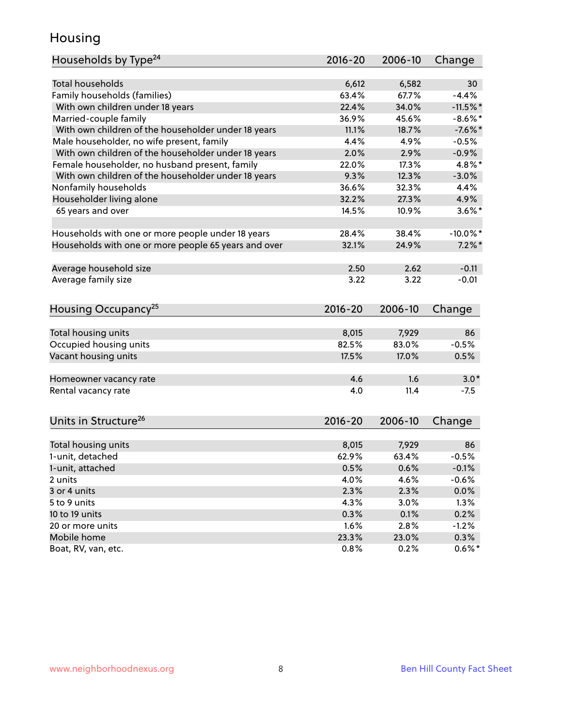## Housing

| Households by Type[24] | 2016-20 | 2006-10 | Change |
|---|---|---|---|
| Total households | 6,612 | 6,582 | 30 |
| Family households (families) | 63.4% | 67.7% | -4.4% |
| With own children under 18 years | 22.4% | 34.0% | -11.5%* |
| Married-couple family | 36.9% | 45.6% | -8.6%* |
| With own children of the householder under 18 years | 11.1% | 18.7% | -7.6%* |
| Male householder, no wife present, family | 4.4% | 4.9% | -0.5% |
| With own children of the householder under 18 years | 2.0% | 2.9% | -0.9% |
| Female householder, no husband present, family | 22.0% | 17.3% | 4.8%* |
| With own children of the householder under 18 years | 9.3% | 12.3% | -3.0% |
| Nonfamily households | 36.6% | 32.3% | 4.4% |
| Householder living alone | 32.2% | 27.3% | 4.9% |
| 65 years and over | 14.5% | 10.9% | 3.6%* |
| | | | |
| Households with one or more people under 18 years | 28.4% | 38.4% | -10.0%* |
| Households with one or more people 65 years and over | 32.1% | 24.9% | 7.2%* |
| | | | |
| Average household size | 2.50 | 2.62 | -0.11 |
| Average family size | 3.22 | 3.22 | -0.01 |

| Housing Occupancy[25] | 2016-20 | 2006-10 | Change |
|---|---|---|---|
| Total housing units | 8,015 | 7,929 | 86 |
| Occupied housing units | 82.5% | 83.0% | -0.5% |
| Vacant housing units | 17.5% | 17.0% | 0.5% |
| | | | |
| Homeowner vacancy rate | 4.6 | 1.6 | 3.0* |
| Rental vacancy rate | 4.0 | 11.4 | -7.5 |

| Units in Structure[26] | 2016-20 | 2006-10 | Change |
|---|---|---|---|
| Total housing units | 8,015 | 7,929 | 86 |
| 1-unit, detached | 62.9% | 63.4% | -0.5% |
| 1-unit, attached | 0.5% | 0.6% | -0.1% |
| 2 units | 4.0% | 4.6% | -0.6% |
| 3 or 4 units | 2.3% | 2.3% | 0.0% |
| 5 to 9 units | 4.3% | 3.0% | 1.3% |
| 10 to 19 units | 0.3% | 0.1% | 0.2% |
| 20 or more units | 1.6% | 2.8% | -1.2% |
| Mobile home | 23.3% | 23.0% | 0.3% |
| Boat, RV, van, etc. | 0.8% | 0.2% | 0.6%* |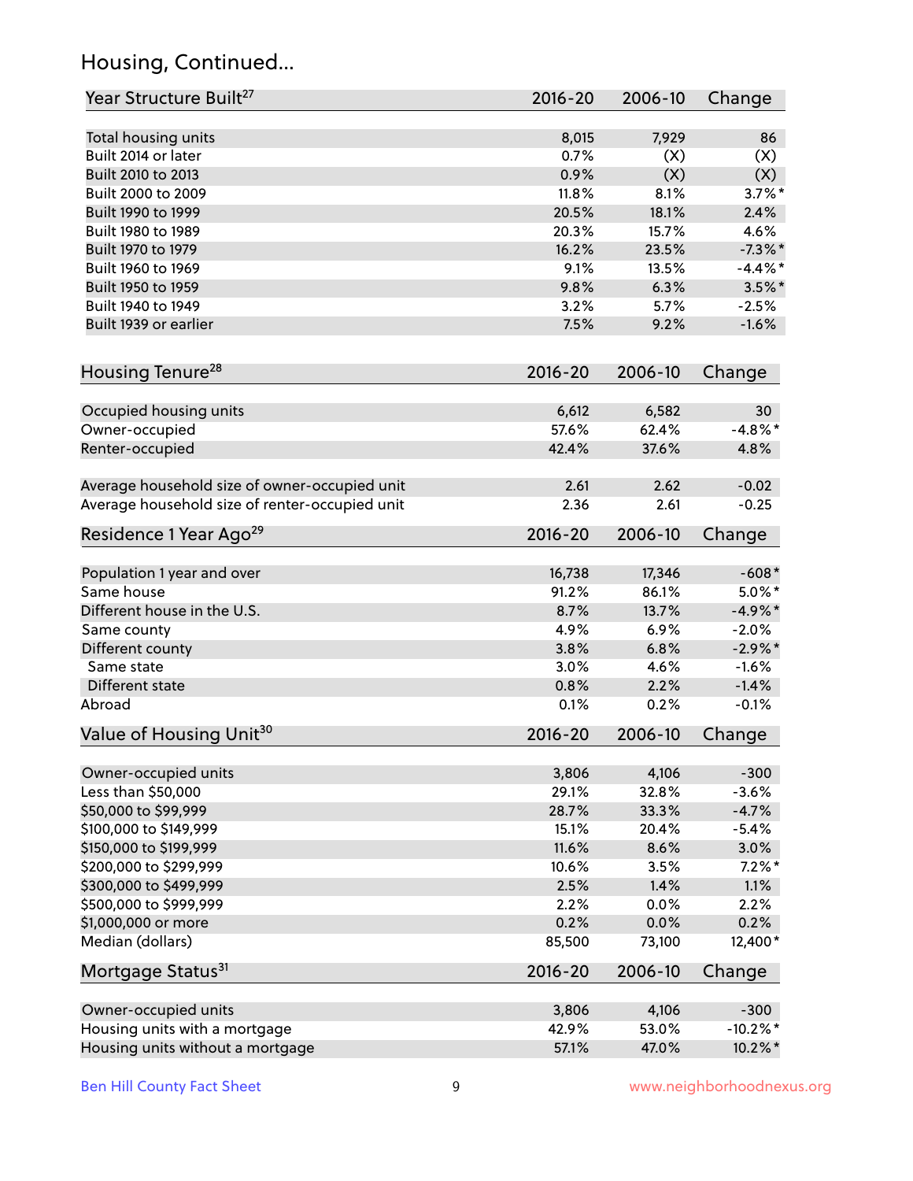## Housing, Continued...

| Year Structure Built[27] | 2016-20 | 2006-10 | Change |
|---|---|---|---|
| Total housing units | 8,015 | 7,929 | 86 |
| Built 2014 or later | 0.7% | (X) | (X) |
| Built 2010 to 2013 | 0.9% | (X) | (X) |
| Built 2000 to 2009 | 11.8% | 8.1% | 3.7%* |
| Built 1990 to 1999 | 20.5% | 18.1% | 2.4% |
| Built 1980 to 1989 | 20.3% | 15.7% | 4.6% |
| Built 1970 to 1979 | 16.2% | 23.5% | -7.3%* |
| Built 1960 to 1969 | 9.1% | 13.5% | -4.4%* |
| Built 1950 to 1959 | 9.8% | 6.3% | 3.5%* |
| Built 1940 to 1949 | 3.2% | 5.7% | -2.5% |
| Built 1939 or earlier | 7.5% | 9.2% | -1.6% |

| Housing Tenure[28] | 2016-20 | 2006-10 | Change |
|---|---|---|---|
| Occupied housing units | 6,612 | 6,582 | 30 |
| Owner-occupied | 57.6% | 62.4% | -4.8%* |
| Renter-occupied | 42.4% | 37.6% | 4.8% |
| Average household size of owner-occupied unit | 2.61 | 2.62 | -0.02 |
| Average household size of renter-occupied unit | 2.36 | 2.61 | -0.25 |

| Residence 1 Year Ago[29] | 2016-20 | 2006-10 | Change |
|---|---|---|---|
| Population 1 year and over | 16,738 | 17,346 | -608* |
| Same house | 91.2% | 86.1% | 5.0%* |
| Different house in the U.S. | 8.7% | 13.7% | -4.9%* |
| Same county | 4.9% | 6.9% | -2.0% |
| Different county | 3.8% | 6.8% | -2.9%* |
| Same state | 3.0% | 4.6% | -1.6% |
| Different state | 0.8% | 2.2% | -1.4% |
| Abroad | 0.1% | 0.2% | -0.1% |

| Value of Housing Unit[30] | 2016-20 | 2006-10 | Change |
|---|---|---|---|
| Owner-occupied units | 3,806 | 4,106 | -300 |
| Less than $50,000 | 29.1% | 32.8% | -3.6% |
| $50,000 to $99,999 | 28.7% | 33.3% | -4.7% |
| $100,000 to $149,999 | 15.1% | 20.4% | -5.4% |
| $150,000 to $199,999 | 11.6% | 8.6% | 3.0% |
| $200,000 to $299,999 | 10.6% | 3.5% | 7.2%* |
| $300,000 to $499,999 | 2.5% | 1.4% | 1.1% |
| $500,000 to $999,999 | 2.2% | 0.0% | 2.2% |
| $1,000,000 or more | 0.2% | 0.0% | 0.2% |
| Median (dollars) | 85,500 | 73,100 | 12,400* |

| Mortgage Status[31] | 2016-20 | 2006-10 | Change |
|---|---|---|---|
| Owner-occupied units | 3,806 | 4,106 | -300 |
| Housing units with a mortgage | 42.9% | 53.0% | -10.2%* |
| Housing units without a mortgage | 57.1% | 47.0% | 10.2%* |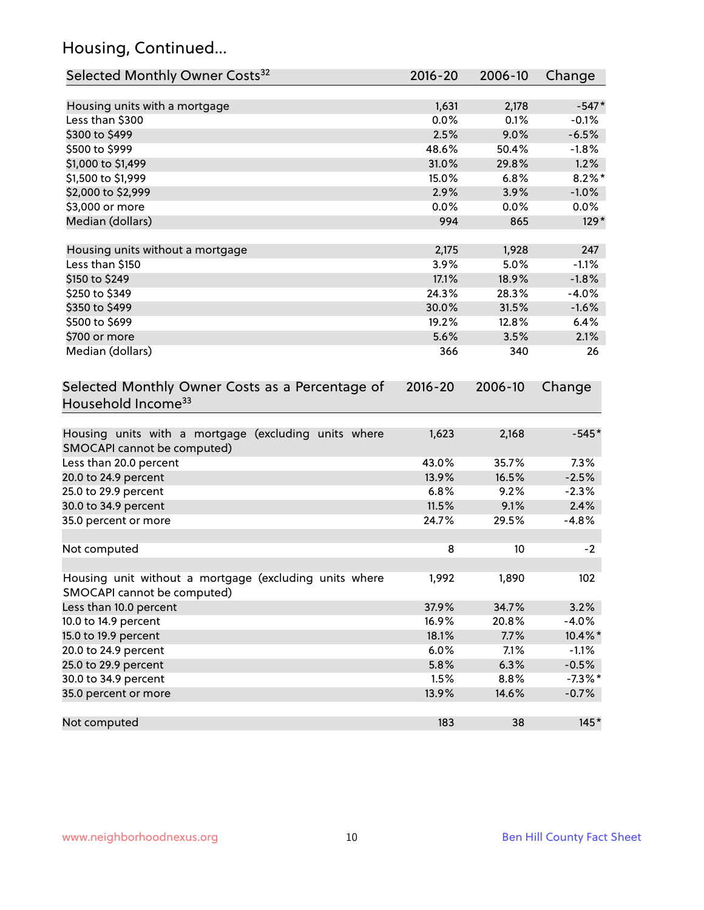# Housing, Continued...

| Selected Monthly Owner Costs[32] | 2016-20 | 2006-10 | Change |
|---|---|---|---|
| Housing units with a mortgage | 1,631 | 2,178 | -547* |
| Less than $300 | 0.0% | 0.1% | -0.1% |
| $300 to $499 | 2.5% | 9.0% | -6.5% |
| $500 to $999 | 48.6% | 50.4% | -1.8% |
| $1,000 to $1,499 | 31.0% | 29.8% | 1.2% |
| $1,500 to $1,999 | 15.0% | 6.8% | 8.2%* |
| $2,000 to $2,999 | 2.9% | 3.9% | -1.0% |
| $3,000 or more | 0.0% | 0.0% | 0.0% |
| Median (dollars) | 994 | 865 | 129* |
| | | | |
| Housing units without a mortgage | 2,175 | 1,928 | 247 |
| Less than $150 | 3.9% | 5.0% | -1.1% |
| $150 to $249 | 17.1% | 18.9% | -1.8% |
| $250 to $349 | 24.3% | 28.3% | -4.0% |
| $350 to $499 | 30.0% | 31.5% | -1.6% |
| $500 to $699 | 19.2% | 12.8% | 6.4% |
| $700 or more | 5.6% | 3.5% | 2.1% |
| Median (dollars) | 366 | 340 | 26 |

| Selected Monthly Owner Costs as a Percentage of Household Income[33] | 2016-20 | 2006-10 | Change |
|---|---|---|---|
| Housing units with a mortgage (excluding units where SMOCAPI cannot be computed) | 1,623 | 2,168 | -545* |
| Less than 20.0 percent | 43.0% | 35.7% | 7.3% |
| 20.0 to 24.9 percent | 13.9% | 16.5% | -2.5% |
| 25.0 to 29.9 percent | 6.8% | 9.2% | -2.3% |
| 30.0 to 34.9 percent | 11.5% | 9.1% | 2.4% |
| 35.0 percent or more | 24.7% | 29.5% | -4.8% |
| | | | |
| Not computed | 8 | 10 | -2 |
| | | | |
| Housing unit without a mortgage (excluding units where SMOCAPI cannot be computed) | 1,992 | 1,890 | 102 |
| Less than 10.0 percent | 37.9% | 34.7% | 3.2% |
| 10.0 to 14.9 percent | 16.9% | 20.8% | -4.0% |
| 15.0 to 19.9 percent | 18.1% | 7.7% | 10.4%* |
| 20.0 to 24.9 percent | 6.0% | 7.1% | -1.1% |
| 25.0 to 29.9 percent | 5.8% | 6.3% | -0.5% |
| 30.0 to 34.9 percent | 1.5% | 8.8% | -7.3%* |
| 35.0 percent or more | 13.9% | 14.6% | -0.7% |
| | | | |
| Not computed | 183 | 38 | 145* |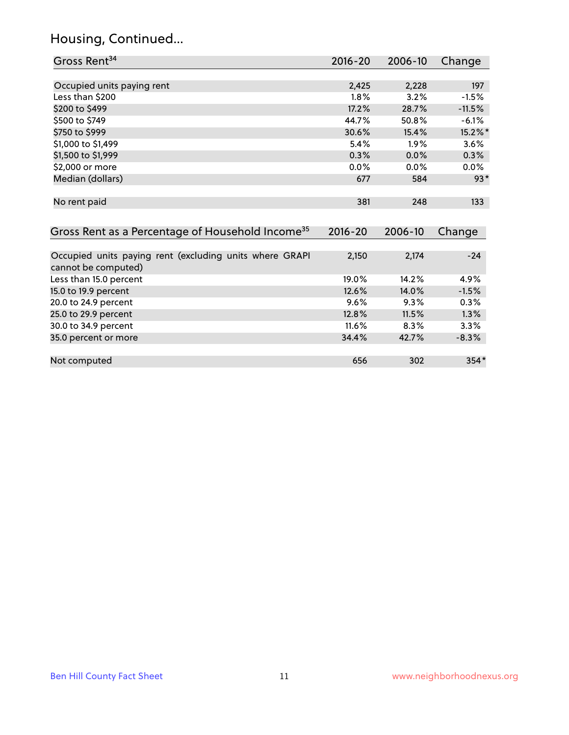## Housing, Continued...

| Gross Rent[34] | 2016-20 | 2006-10 | Change |
|---|---|---|---|
| Occupied units paying rent | 2,425 | 2,228 | 197 |
| Less than $200 | 1.8% | 3.2% | -1.5% |
| $200 to $499 | 17.2% | 28.7% | -11.5% |
| $500 to $749 | 44.7% | 50.8% | -6.1% |
| $750 to $999 | 30.6% | 15.4% | 15.2%* |
| $1,000 to $1,499 | 5.4% | 1.9% | 3.6% |
| $1,500 to $1,999 | 0.3% | 0.0% | 0.3% |
| $2,000 or more | 0.0% | 0.0% | 0.0% |
| Median (dollars) | 677 | 584 | 93* |
| No rent paid | 381 | 248 | 133 |

| Gross Rent as a Percentage of Household Income[35] | 2016-20 | 2006-10 | Change |
|---|---|---|---|
| Occupied units paying rent (excluding units where GRAPI cannot be computed) | 2,150 | 2,174 | -24 |
| Less than 15.0 percent | 19.0% | 14.2% | 4.9% |
| 15.0 to 19.9 percent | 12.6% | 14.0% | -1.5% |
| 20.0 to 24.9 percent | 9.6% | 9.3% | 0.3% |
| 25.0 to 29.9 percent | 12.8% | 11.5% | 1.3% |
| 30.0 to 34.9 percent | 11.6% | 8.3% | 3.3% |
| 35.0 percent or more | 34.4% | 42.7% | -8.3% |
| Not computed | 656 | 302 | 354* |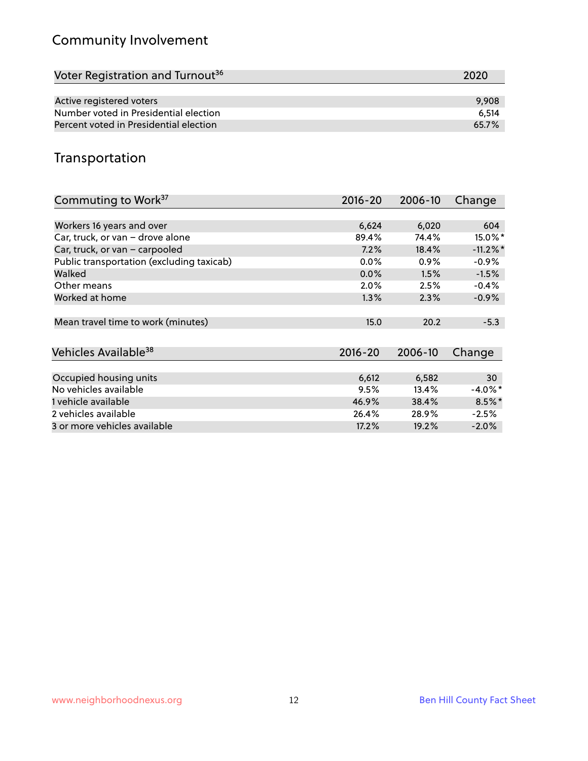## Community Involvement

| Voter Registration and Turnout[36] | 2020 |
|---|---|
| Active registered voters | 9,908 |
| Number voted in Presidential election | 6,514 |
| Percent voted in Presidential election | 65.7% |

## Transportation

| Commuting to Work[37] | 2016-20 | 2006-10 | Change |
|---|---|---|---|
| Workers 16 years and over | 6,624 | 6,020 | 604 |
| Car, truck, or van – drove alone | 89.4% | 74.4% | 15.0%* |
| Car, truck, or van – carpooled | 7.2% | 18.4% | -11.2%* |
| Public transportation (excluding taxicab) | 0.0% | 0.9% | -0.9% |
| Walked | 0.0% | 1.5% | -1.5% |
| Other means | 2.0% | 2.5% | -0.4% |
| Worked at home | 1.3% | 2.3% | -0.9% |
| Mean travel time to work (minutes) | 15.0 | 20.2 | -5.3 |

| Vehicles Available[38] | 2016-20 | 2006-10 | Change |
|---|---|---|---|
| Occupied housing units | 6,612 | 6,582 | 30 |
| No vehicles available | 9.5% | 13.4% | -4.0%* |
| 1 vehicle available | 46.9% | 38.4% | 8.5%* |
| 2 vehicles available | 26.4% | 28.9% | -2.5% |
| 3 or more vehicles available | 17.2% | 19.2% | -2.0% |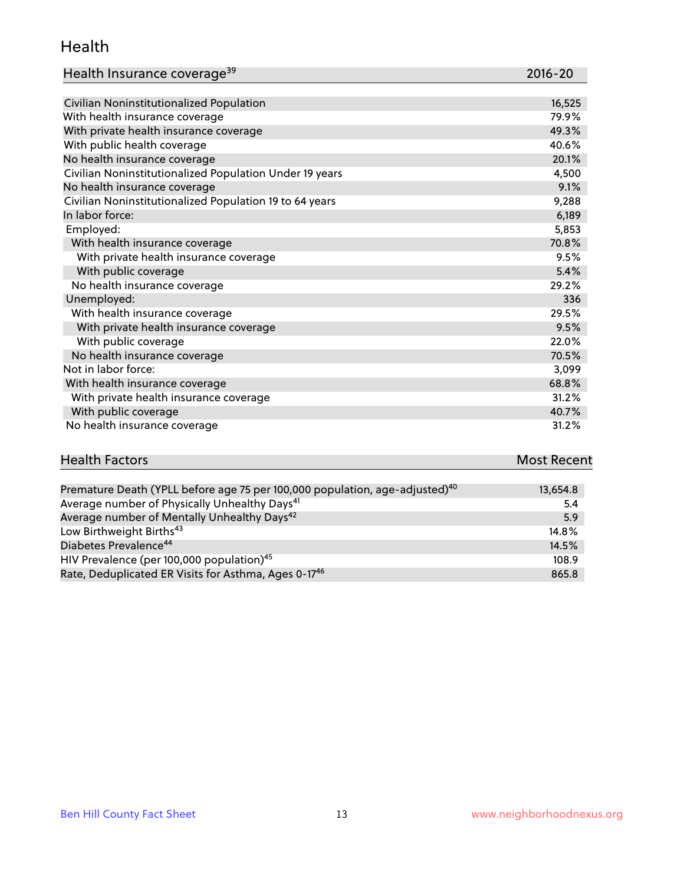## Health

| Health Insurance coverage[39] | 2016-20 |
| --- | --- |
| Civilian Noninstitutionalized Population | 16,525 |
| With health insurance coverage | 79.9% |
| With private health insurance coverage | 49.3% |
| With public health coverage | 40.6% |
| No health insurance coverage | 20.1% |
| Civilian Noninstitutionalized Population Under 19 years | 4,500 |
| No health insurance coverage | 9.1% |
| Civilian Noninstitutionalized Population 19 to 64 years | 9,288 |
| In labor force: | 6,189 |
| Employed: | 5,853 |
| With health insurance coverage | 70.8% |
| With private health insurance coverage | 9.5% |
| With public coverage | 5.4% |
| No health insurance coverage | 29.2% |
| Unemployed: | 336 |
| With health insurance coverage | 29.5% |
| With private health insurance coverage | 9.5% |
| With public coverage | 22.0% |
| No health insurance coverage | 70.5% |
| Not in labor force: | 3,099 |
| With health insurance coverage | 68.8% |
| With private health insurance coverage | 31.2% |
| With public coverage | 40.7% |
| No health insurance coverage | 31.2% |

| Health Factors | Most Recent |
| --- | --- |
| Premature Death (YPLL before age 75 per 100,000 population, age-adjusted)[40] | 13,654.8 |
| Average number of Physically Unhealthy Days[41] | 5.4 |
| Average number of Mentally Unhealthy Days[42] | 5.9 |
| Low Birthweight Births[43] | 14.8% |
| Diabetes Prevalence[44] | 14.5% |
| HIV Prevalence (per 100,000 population)[45] | 108.9 |
| Rate, Deduplicated ER Visits for Asthma, Ages 0-17[46] | 865.8 |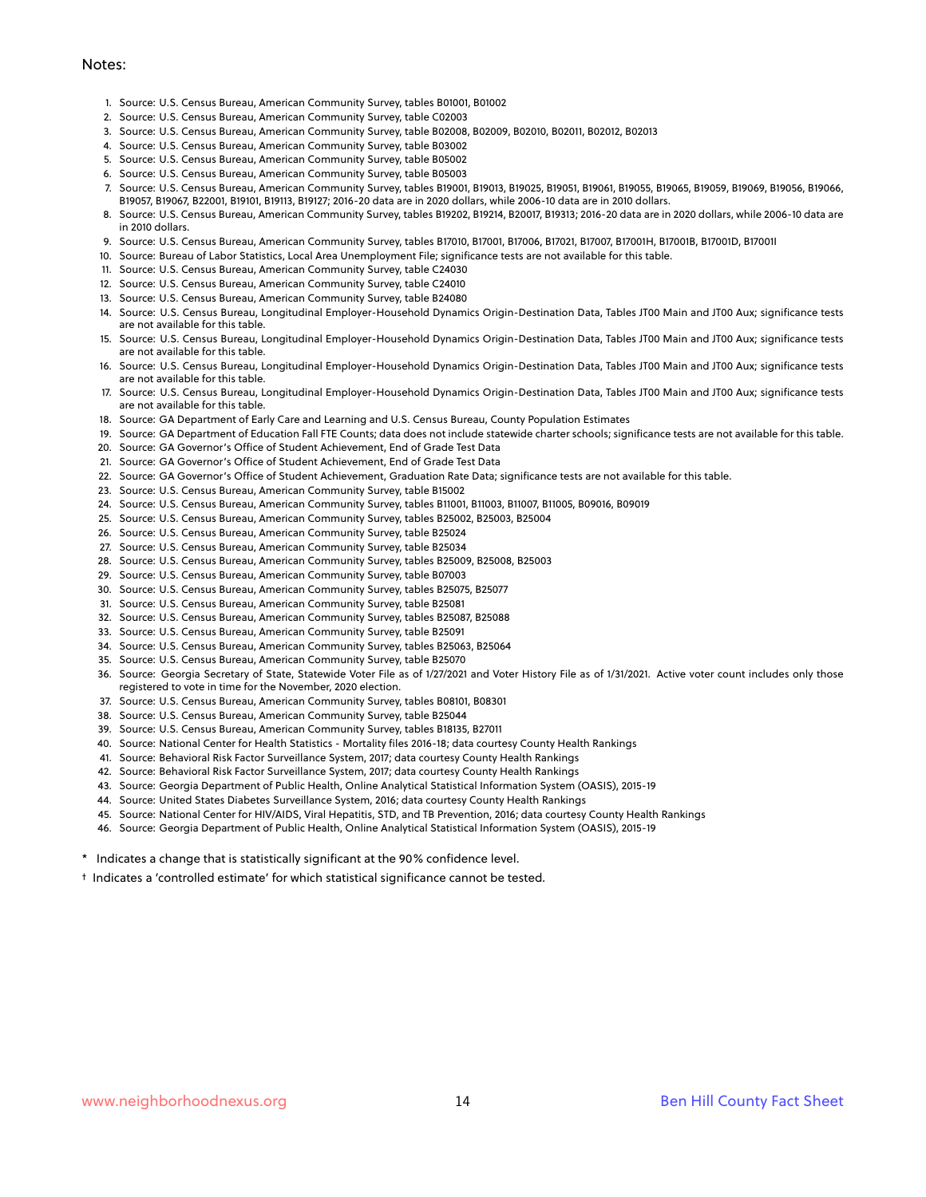Notes:

1. Source: U.S. Census Bureau, American Community Survey, tables B01001, B01002
2. Source: U.S. Census Bureau, American Community Survey, table C02003
3. Source: U.S. Census Bureau, American Community Survey, table B02008, B02009, B02010, B02011, B02012, B02013
4. Source: U.S. Census Bureau, American Community Survey, table B03002
5. Source: U.S. Census Bureau, American Community Survey, table B05002
6. Source: U.S. Census Bureau, American Community Survey, table B05003
7. Source: U.S. Census Bureau, American Community Survey, tables B19001, B19013, B19025, B19051, B19061, B19055, B19065, B19059, B19069, B19056, B19066, B19057, B19067, B22001, B19101, B19113, B19127; 2016-20 data are in 2020 dollars, while 2006-10 data are in 2010 dollars.
8. Source: U.S. Census Bureau, American Community Survey, tables B19202, B19214, B20017, B19313; 2016-20 data are in 2020 dollars, while 2006-10 data are in 2010 dollars.
9. Source: U.S. Census Bureau, American Community Survey, tables B17010, B17001, B17006, B17021, B17007, B17001H, B17001B, B17001D, B17001I
10. Source: Bureau of Labor Statistics, Local Area Unemployment File; significance tests are not available for this table.
11. Source: U.S. Census Bureau, American Community Survey, table C24030
12. Source: U.S. Census Bureau, American Community Survey, table C24010
13. Source: U.S. Census Bureau, American Community Survey, table B24080
14. Source: U.S. Census Bureau, Longitudinal Employer-Household Dynamics Origin-Destination Data, Tables JT00 Main and JT00 Aux; significance tests are not available for this table.
15. Source: U.S. Census Bureau, Longitudinal Employer-Household Dynamics Origin-Destination Data, Tables JT00 Main and JT00 Aux; significance tests are not available for this table.
16. Source: U.S. Census Bureau, Longitudinal Employer-Household Dynamics Origin-Destination Data, Tables JT00 Main and JT00 Aux; significance tests are not available for this table.
17. Source: U.S. Census Bureau, Longitudinal Employer-Household Dynamics Origin-Destination Data, Tables JT00 Main and JT00 Aux; significance tests are not available for this table.
18. Source: GA Department of Early Care and Learning and U.S. Census Bureau, County Population Estimates
19. Source: GA Department of Education Fall FTE Counts; data does not include statewide charter schools; significance tests are not available for this table.
20. Source: GA Governor's Office of Student Achievement, End of Grade Test Data
21. Source: GA Governor's Office of Student Achievement, End of Grade Test Data
22. Source: GA Governor's Office of Student Achievement, Graduation Rate Data; significance tests are not available for this table.
23. Source: U.S. Census Bureau, American Community Survey, table B15002
24. Source: U.S. Census Bureau, American Community Survey, tables B11001, B11003, B11007, B11005, B09016, B09019
25. Source: U.S. Census Bureau, American Community Survey, tables B25002, B25003, B25004
26. Source: U.S. Census Bureau, American Community Survey, table B25024
27. Source: U.S. Census Bureau, American Community Survey, table B25034
28. Source: U.S. Census Bureau, American Community Survey, tables B25009, B25008, B25003
29. Source: U.S. Census Bureau, American Community Survey, table B07003
30. Source: U.S. Census Bureau, American Community Survey, tables B25075, B25077
31. Source: U.S. Census Bureau, American Community Survey, table B25081
32. Source: U.S. Census Bureau, American Community Survey, tables B25087, B25088
33. Source: U.S. Census Bureau, American Community Survey, table B25091
34. Source: U.S. Census Bureau, American Community Survey, tables B25063, B25064
35. Source: U.S. Census Bureau, American Community Survey, table B25070
36. Source: Georgia Secretary of State, Statewide Voter File as of 1/27/2021 and Voter History File as of 1/31/2021. Active voter count includes only those registered to vote in time for the November, 2020 election.
37. Source: U.S. Census Bureau, American Community Survey, tables B08101, B08301
38. Source: U.S. Census Bureau, American Community Survey, table B25044
39. Source: U.S. Census Bureau, American Community Survey, tables B18135, B27011
40. Source: National Center for Health Statistics - Mortality files 2016-18; data courtesy County Health Rankings
41. Source: Behavioral Risk Factor Surveillance System, 2017; data courtesy County Health Rankings
42. Source: Behavioral Risk Factor Surveillance System, 2017; data courtesy County Health Rankings
43. Source: Georgia Department of Public Health, Online Analytical Statistical Information System (OASIS), 2015-19
44. Source: United States Diabetes Surveillance System, 2016; data courtesy County Health Rankings
45. Source: National Center for HIV/AIDS, Viral Hepatitis, STD, and TB Prevention, 2016; data courtesy County Health Rankings
46. Source: Georgia Department of Public Health, Online Analytical Statistical Information System (OASIS), 2015-19

\* Indicates a change that is statistically significant at the 90% confidence level.

† Indicates a 'controlled estimate' for which statistical significance cannot be tested.